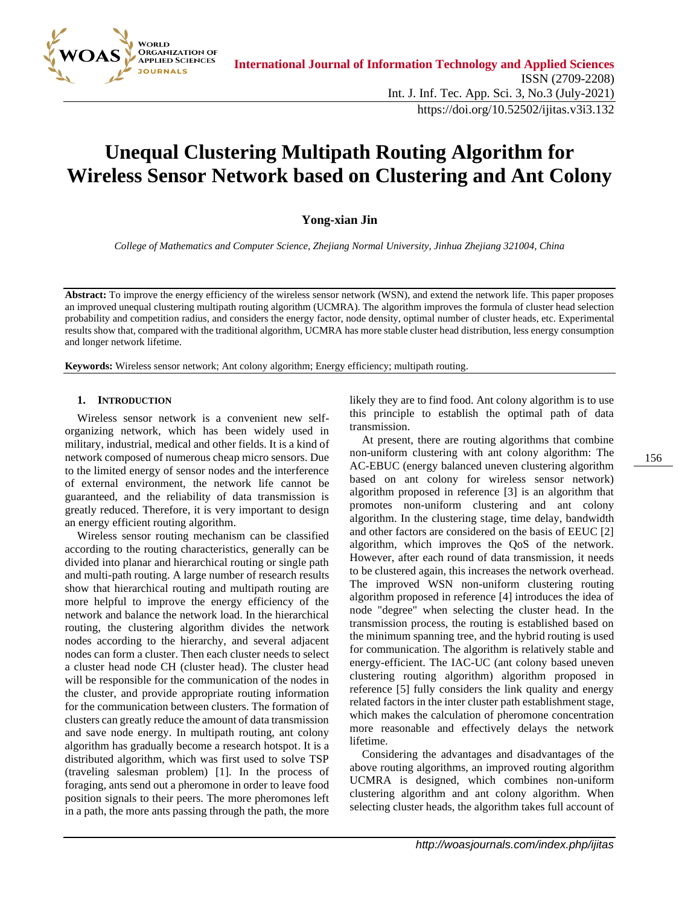# Unequal Clustering Multipath Routing Algorithm for Wireless Sensor Network based on Clustering and Ant Colony

**Yong-xian Jin**

*College of Mathematics and Computer Science, Zhejiang Normal University, Jinhua Zhejiang 321004, China*

**Abstract:** To improve the energy efficiency of the wireless sensor network (WSN), and extend the network life. This paper proposes an improved unequal clustering multipath routing algorithm (UCMRA). The algorithm improves the formula of cluster head selection probability and competition radius, and considers the energy factor, node density, optimal number of cluster heads, etc. Experimental results show that, compared with the traditional algorithm, UCMRA has more stable cluster head distribution, less energy consumption and longer network lifetime.

**Keywords:** Wireless sensor network; Ant colony algorithm; Energy efficiency; multipath routing.

## 1. Introduction

Wireless sensor network is a convenient new self-organizing network, which has been widely used in military, industrial, medical and other fields. It is a kind of network composed of numerous cheap micro sensors. Due to the limited energy of sensor nodes and the interference of external environment, the network life cannot be guaranteed, and the reliability of data transmission is greatly reduced. Therefore, it is very important to design an energy efficient routing algorithm.

Wireless sensor routing mechanism can be classified according to the routing characteristics, generally can be divided into planar and hierarchical routing or single path and multi-path routing. A large number of research results show that hierarchical routing and multipath routing are more helpful to improve the energy efficiency of the network and balance the network load. In the hierarchical routing, the clustering algorithm divides the network nodes according to the hierarchy, and several adjacent nodes can form a cluster. Then each cluster needs to select a cluster head node CH (cluster head). The cluster head will be responsible for the communication of the nodes in the cluster, and provide appropriate routing information for the communication between clusters. The formation of clusters can greatly reduce the amount of data transmission and save node energy. In multipath routing, ant colony algorithm has gradually become a research hotspot. It is a distributed algorithm, which was first used to solve TSP (traveling salesman problem) [1]. In the process of foraging, ants send out a pheromone in order to leave food position signals to their peers. The more pheromones left in a path, the more ants passing through the path, the more likely they are to find food. Ant colony algorithm is to use this principle to establish the optimal path of data transmission.

At present, there are routing algorithms that combine non-uniform clustering with ant colony algorithm: The AC-EBUC (energy balanced uneven clustering algorithm based on ant colony for wireless sensor network) algorithm proposed in reference [3] is an algorithm that promotes non-uniform clustering and ant colony algorithm. In the clustering stage, time delay, bandwidth and other factors are considered on the basis of EEUC [2] algorithm, which improves the QoS of the network. However, after each round of data transmission, it needs to be clustered again, this increases the network overhead. The improved WSN non-uniform clustering routing algorithm proposed in reference [4] introduces the idea of node "degree" when selecting the cluster head. In the transmission process, the routing is established based on the minimum spanning tree, and the hybrid routing is used for communication. The algorithm is relatively stable and energy-efficient. The IAC-UC (ant colony based uneven clustering routing algorithm) algorithm proposed in reference [5] fully considers the link quality and energy related factors in the inter cluster path establishment stage, which makes the calculation of pheromone concentration more reasonable and effectively delays the network lifetime.

Considering the advantages and disadvantages of the above routing algorithms, an improved routing algorithm UCMRA is designed, which combines non-uniform clustering algorithm and ant colony algorithm. When selecting cluster heads, the algorithm takes full account of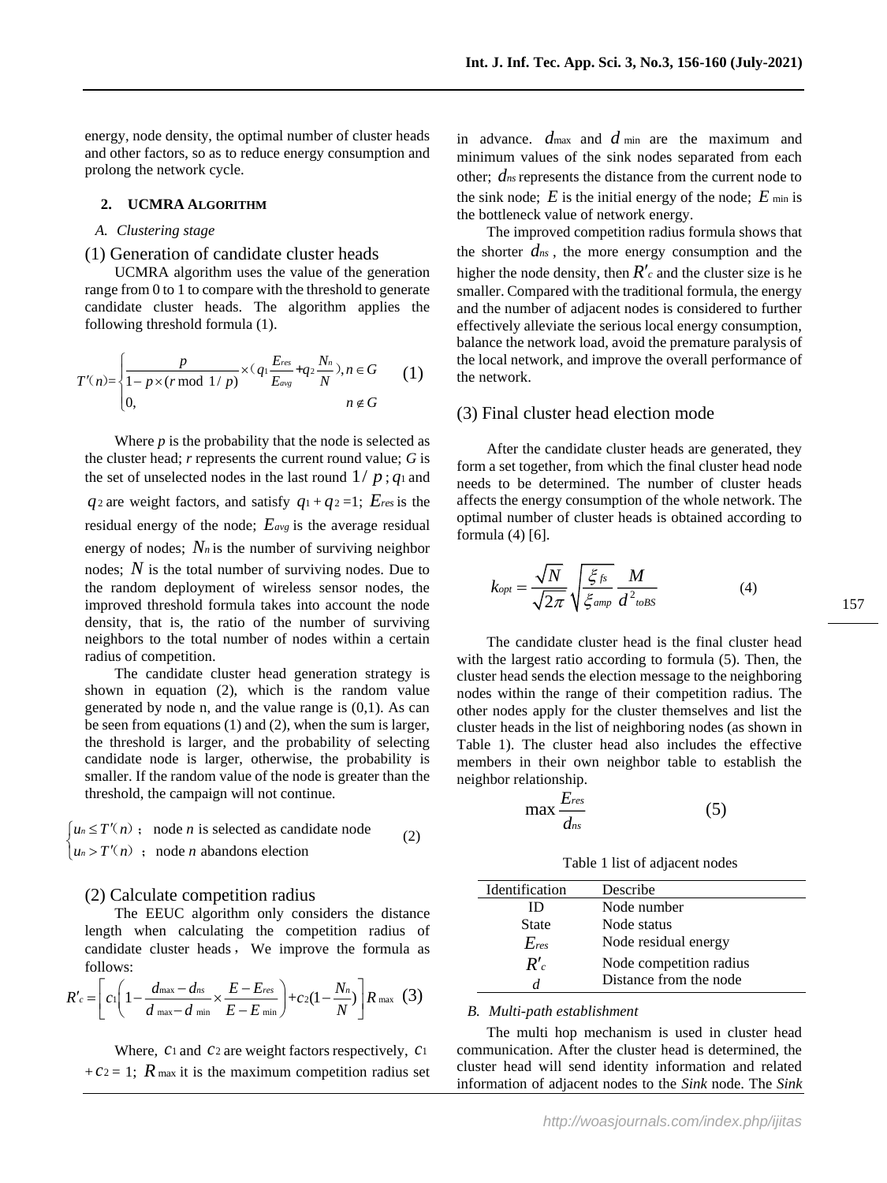energy, node density, the optimal number of cluster heads and other factors, so as to reduce energy consumption and prolong the network cycle.

## 2. UCMRA ALGORITHM

### A. Clustering stage

#### (1) Generation of candidate cluster heads

UCMRA algorithm uses the value of the generation range from 0 to 1 to compare with the threshold to generate candidate cluster heads. The algorithm applies the following threshold formula (1).

$$T'(n)=\begin{cases}\dfrac{p}{1-p\times(r \bmod 1/p)}\times(q_1\dfrac{E_{res}}{E_{avg}}+q_2\dfrac{N_n}{N}), n\in G \\ 0, \quad n\notin G\end{cases} \quad (1)$$

Where *p* is the probability that the node is selected as the cluster head; *r* represents the current round value; *G* is the set of unselected nodes in the last round $1/p$; $q_1$ and $q_2$ are weight factors, and satisfy $q_1+q_2=1$; $E_{res}$ is the residual energy of the node; $E_{avg}$ is the average residual energy of nodes; $N_n$ is the number of surviving neighbor nodes; $N$ is the total number of surviving nodes. Due to the random deployment of wireless sensor nodes, the improved threshold formula takes into account the node density, that is, the ratio of the number of surviving neighbors to the total number of nodes within a certain radius of competition.

The candidate cluster head generation strategy is shown in equation (2), which is the random value generated by node n, and the value range is (0,1). As can be seen from equations (1) and (2), when the sum is larger, the threshold is larger, and the probability of selecting candidate node is larger, otherwise, the probability is smaller. If the random value of the node is greater than the threshold, the campaign will not continue.

$$\begin{cases}u_n\le T'(n); \text{ node } n \text{ is selected as candidate node} \\ u_n>T'(n); \text{ node } n \text{ abandons election}\end{cases} \quad (2)$$

#### (2) Calculate competition radius

The EEUC algorithm only considers the distance length when calculating the competition radius of candidate cluster heads, We improve the formula as follows:

$$R'_c=\left[c_1\left(1-\frac{d_{\max}-d_{ns}}{d_{\max}-d_{\min}}\times\frac{E-E_{res}}{E-E_{\min}}\right)+c_2\left(1-\frac{N_n}{N}\right)\right]R_{\max} \quad (3)$$

Where, $c_1$ and $c_2$ are weight factors respectively, $c_1+c_2=1$; $R_{\max}$ it is the maximum competition radius set in advance. $d_{\max}$ and $d_{\min}$ are the maximum and minimum values of the sink nodes separated from each other; $d_{ns}$ represents the distance from the current node to the sink node; $E$ is the initial energy of the node; $E_{\min}$ is the bottleneck value of network energy.

The improved competition radius formula shows that the shorter $d_{ns}$, the more energy consumption and the higher the node density, then $R'_c$ and the cluster size is he smaller. Compared with the traditional formula, the energy and the number of adjacent nodes is considered to further effectively alleviate the serious local energy consumption, balance the network load, avoid the premature paralysis of the local network, and improve the overall performance of the network.

#### (3) Final cluster head election mode

After the candidate cluster heads are generated, they form a set together, from which the final cluster head node needs to be determined. The number of cluster heads affects the energy consumption of the whole network. The optimal number of cluster heads is obtained according to formula (4) [6].

$$k_{opt}=\frac{\sqrt{N}}{\sqrt{2\pi}}\sqrt{\frac{\xi_{fs}}{\xi_{amp}}}\frac{M}{d^2_{toBS}} \quad (4)$$

The candidate cluster head is the final cluster head with the largest ratio according to formula (5). Then, the cluster head sends the election message to the neighboring nodes within the range of their competition radius. The other nodes apply for the cluster themselves and list the cluster heads in the list of neighboring nodes (as shown in Table 1). The cluster head also includes the effective members in their own neighbor table to establish the neighbor relationship.

$$\max\frac{E_{res}}{d_{ns}} \quad (5)$$

Table 1 list of adjacent nodes

| Identification | Describe |
|---|---|
| ID | Node number |
| State | Node status |
| $E_{res}$ | Node residual energy |
| $R'_c$ | Node competition radius |
| $d$ | Distance from the node |

### B. Multi-path establishment

The multi hop mechanism is used in cluster head communication. After the cluster head is determined, the cluster head will send identity information and related information of adjacent nodes to the *Sink* node. The *Sink*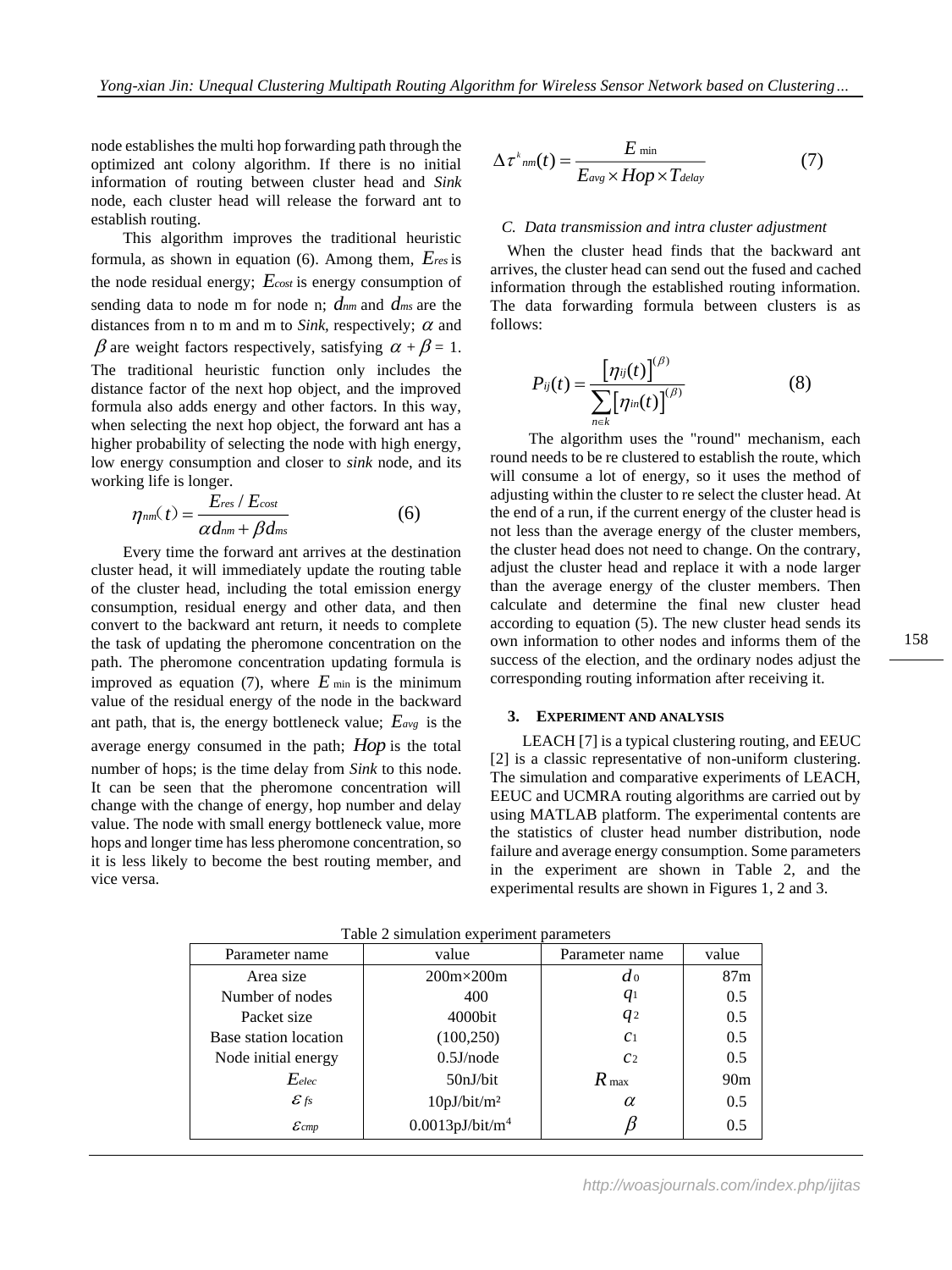node establishes the multi hop forwarding path through the optimized ant colony algorithm. If there is no initial information of routing between cluster head and *Sink* node, each cluster head will release the forward ant to establish routing.

This algorithm improves the traditional heuristic formula, as shown in equation (6). Among them, $E_{res}$ is the node residual energy; $E_{cost}$ is energy consumption of sending data to node m for node n; $d_{nm}$ and $d_{ms}$ are the distances from n to m and m to *Sink*, respectively; $\alpha$ and $\beta$ are weight factors respectively, satisfying $\alpha + \beta = 1$. The traditional heuristic function only includes the distance factor of the next hop object, and the improved formula also adds energy and other factors. In this way, when selecting the next hop object, the forward ant has a higher probability of selecting the node with high energy, low energy consumption and closer to *sink* node, and its working life is longer.

$$\eta_{nm}(t) = \frac{E_{res} / E_{cost}}{\alpha d_{nm} + \beta d_{ms}} \tag{6}$$

Every time the forward ant arrives at the destination cluster head, it will immediately update the routing table of the cluster head, including the total emission energy consumption, residual energy and other data, and then convert to the backward ant return, it needs to complete the task of updating the pheromone concentration on the path. The pheromone concentration updating formula is improved as equation (7), where $E_{\min}$ is the minimum value of the residual energy of the node in the backward ant path, that is, the energy bottleneck value; $E_{avg}$ is the average energy consumed in the path; $Hop$ is the total number of hops; is the time delay from *Sink* to this node. It can be seen that the pheromone concentration will change with the change of energy, hop number and delay value. The node with small energy bottleneck value, more hops and longer time has less pheromone concentration, so it is less likely to become the best routing member, and vice versa.

$$\Delta\tau^{k}_{nm}(t) = \frac{E_{\min}}{E_{avg} \times Hop \times T_{delay}} \tag{7}$$

### C. Data transmission and intra cluster adjustment

When the cluster head finds that the backward ant arrives, the cluster head can send out the fused and cached information through the established routing information. The data forwarding formula between clusters is as follows:

$$P_{ij}(t) = \frac{\left[\eta_{ij}(t)\right]^{(\beta)}}{\sum_{n \in k}\left[\eta_{in}(t)\right]^{(\beta)}} \tag{8}$$

The algorithm uses the "round" mechanism, each round needs to be re clustered to establish the route, which will consume a lot of energy, so it uses the method of adjusting within the cluster to re select the cluster head. At the end of a run, if the current energy of the cluster head is not less than the average energy of the cluster members, the cluster head does not need to change. On the contrary, adjust the cluster head and replace it with a node larger than the average energy of the cluster members. Then calculate and determine the final new cluster head according to equation (5). The new cluster head sends its own information to other nodes and informs them of the success of the election, and the ordinary nodes adjust the corresponding routing information after receiving it.

## 3. EXPERIMENT AND ANALYSIS

LEACH [7] is a typical clustering routing, and EEUC [2] is a classic representative of non-uniform clustering. The simulation and comparative experiments of LEACH, EEUC and UCMRA routing algorithms are carried out by using MATLAB platform. The experimental contents are the statistics of cluster head number distribution, node failure and average energy consumption. Some parameters in the experiment are shown in Table 2, and the experimental results are shown in Figures 1, 2 and 3.

Table 2 simulation experiment parameters

| Parameter name | value | Parameter name | value |
|---|---|---|---|
| Area size | 200m×200m | $d_0$ | 87m |
| Number of nodes | 400 | $q_1$ | 0.5 |
| Packet size | 4000bit | $q_2$ | 0.5 |
| Base station location | (100,250) | $c_1$ | 0.5 |
| Node initial energy | 0.5J/node | $c_2$ | 0.5 |
| $E_{elec}$ | 50nJ/bit | $R_{\max}$ | 90m |
| $\varepsilon_{fs}$ | 10pJ/bit/m² | $\alpha$ | 0.5 |
| $\varepsilon_{cmp}$ | 0.0013pJ/bit/m⁴ | $\beta$ | 0.5 |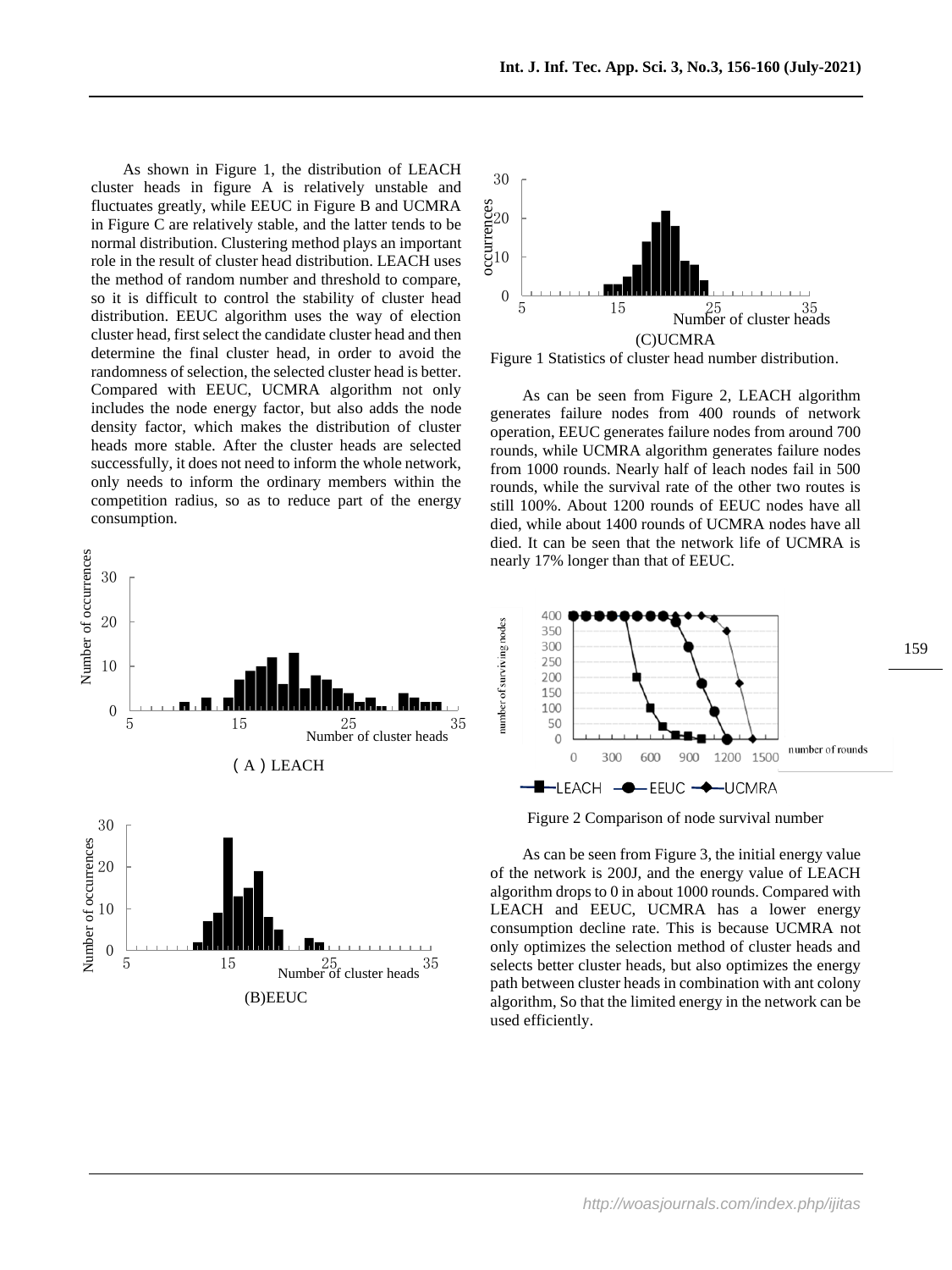As shown in Figure 1, the distribution of LEACH cluster heads in figure A is relatively unstable and fluctuates greatly, while EEUC in Figure B and UCMRA in Figure C are relatively stable, and the latter tends to be normal distribution. Clustering method plays an important role in the result of cluster head distribution. LEACH uses the method of random number and threshold to compare, so it is difficult to control the stability of cluster head distribution. EEUC algorithm uses the way of election cluster head, first select the candidate cluster head and then determine the final cluster head, in order to avoid the randomness of selection, the selected cluster head is better. Compared with EEUC, UCMRA algorithm not only includes the node energy factor, but also adds the node density factor, which makes the distribution of cluster heads more stable. After the cluster heads are selected successfully, it does not need to inform the whole network, only needs to inform the ordinary members within the competition radius, so as to reduce part of the energy consumption.

(A) LEACH

(B)EEUC

(C)UCMRA

Figure 1 Statistics of cluster head number distribution.

As can be seen from Figure 2, LEACH algorithm generates failure nodes from 400 rounds of network operation, EEUC generates failure nodes from around 700 rounds, while UCMRA algorithm generates failure nodes from 1000 rounds. Nearly half of leach nodes fail in 500 rounds, while the survival rate of the other two routes is still 100%. About 1200 rounds of EEUC nodes have all died, while about 1400 rounds of UCMRA nodes have all died. It can be seen that the network life of UCMRA is nearly 17% longer than that of EEUC.

Figure 2 Comparison of node survival number

As can be seen from Figure 3, the initial energy value of the network is 200J, and the energy value of LEACH algorithm drops to 0 in about 1000 rounds. Compared with LEACH and EEUC, UCMRA has a lower energy consumption decline rate. This is because UCMRA not only optimizes the selection method of cluster heads and selects better cluster heads, but also optimizes the energy path between cluster heads in combination with ant colony algorithm, So that the limited energy in the network can be used efficiently.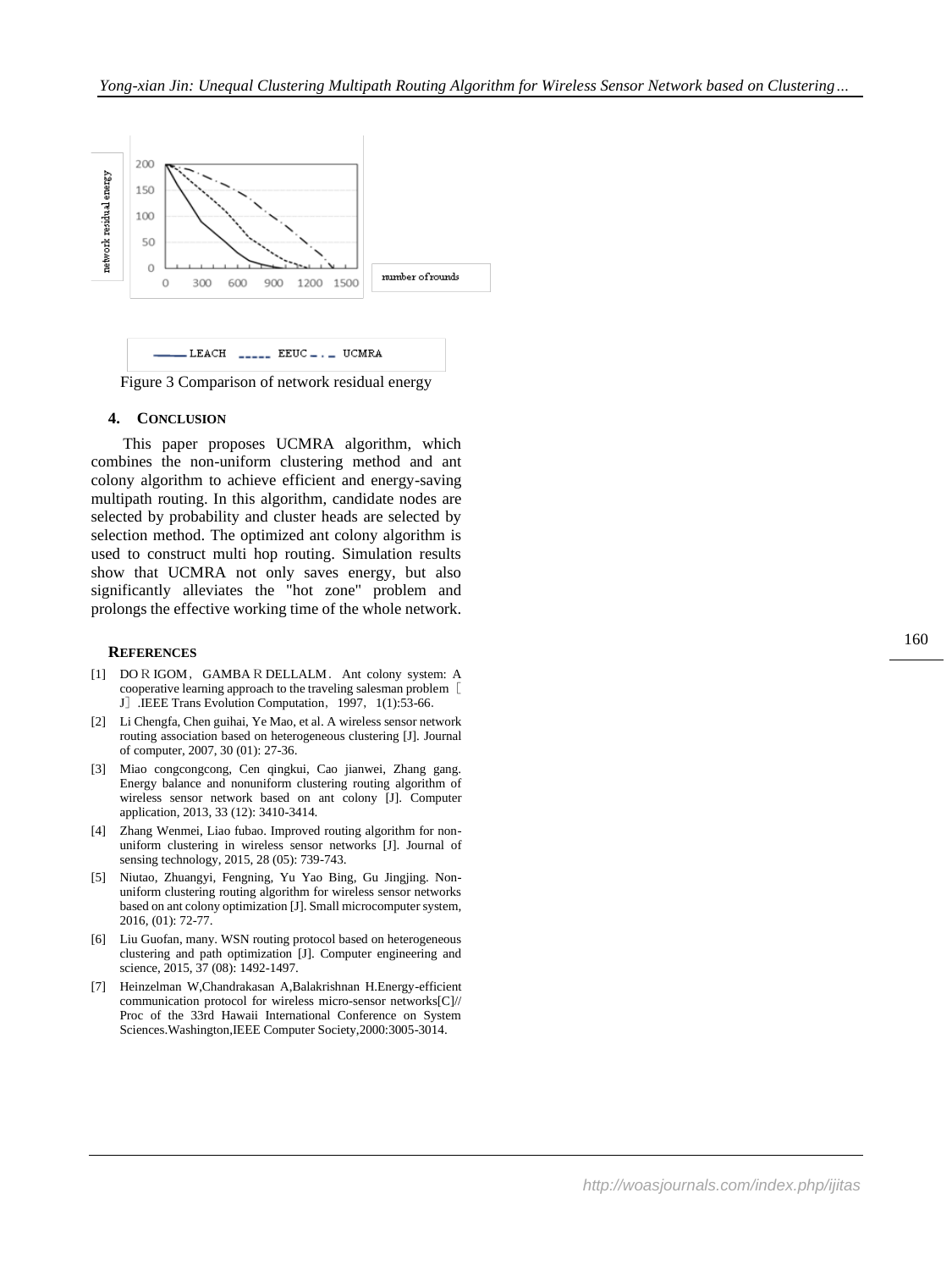network residual energy

200
150
100
50
0

0 300 600 900 1200 1500

number of rounds

LEACH EEUC UCMRA

Figure 3 Comparison of network residual energy

## 4. CONCLUSION

This paper proposes UCMRA algorithm, which combines the non-uniform clustering method and ant colony algorithm to achieve efficient and energy-saving multipath routing. In this algorithm, candidate nodes are selected by probability and cluster heads are selected by selection method. The optimized ant colony algorithm is used to construct multi hop routing. Simulation results show that UCMRA not only saves energy, but also significantly alleviates the "hot zone" problem and prolongs the effective working time of the whole network.

## REFERENCES

[1] DO R IGOM，GAMBA R DELLALM．Ant colony system: A cooperative learning approach to the traveling salesman problem［J］.IEEE Trans Evolution Computation，1997，1(1):53-66.

[2] Li Chengfa, Chen guihai, Ye Mao, et al. A wireless sensor network routing association based on heterogeneous clustering [J]. Journal of computer, 2007, 30 (01): 27-36.

[3] Miao congcongcong, Cen qingkui, Cao jianwei, Zhang gang. Energy balance and nonuniform clustering routing algorithm of wireless sensor network based on ant colony [J]. Computer application, 2013, 33 (12): 3410-3414.

[4] Zhang Wenmei, Liao fubao. Improved routing algorithm for non-uniform clustering in wireless sensor networks [J]. Journal of sensing technology, 2015, 28 (05): 739-743.

[5] Niutao, Zhuangyi, Fengning, Yu Yao Bing, Gu Jingjing. Non-uniform clustering routing algorithm for wireless sensor networks based on ant colony optimization [J]. Small microcomputer system, 2016, (01): 72-77.

[6] Liu Guofan, many. WSN routing protocol based on heterogeneous clustering and path optimization [J]. Computer engineering and science, 2015, 37 (08): 1492-1497.

[7] Heinzelman W,Chandrakasan A,Balakrishnan H.Energy-efficient communication protocol for wireless micro-sensor networks[C]// Proc of the 33rd Hawaii International Conference on System Sciences.Washington,IEEE Computer Society,2000:3005-3014.